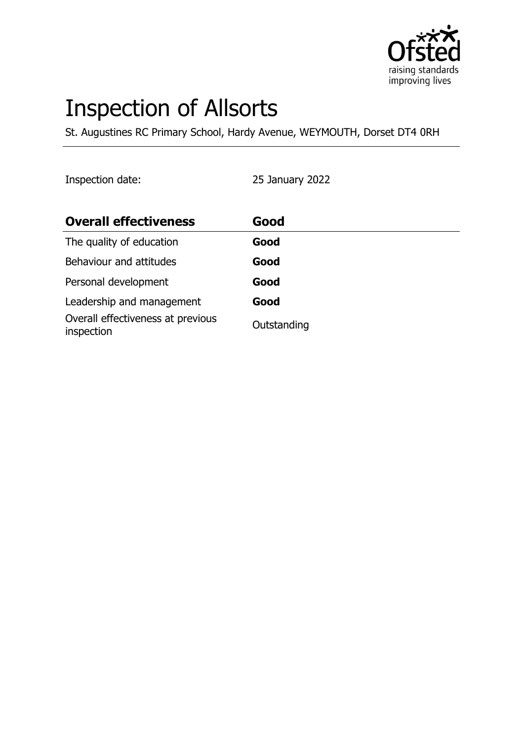# Inspection of Allsorts

St. Augustines RC Primary School, Hardy Avenue, WEYMOUTH, Dorset DT4 0RH

Inspection date: 25 January 2022

| **Overall effectiveness** | **Good** |
|---|---|
| The quality of education | **Good** |
| Behaviour and attitudes | **Good** |
| Personal development | **Good** |
| Leadership and management | **Good** |
| Overall effectiveness at previous inspection | Outstanding |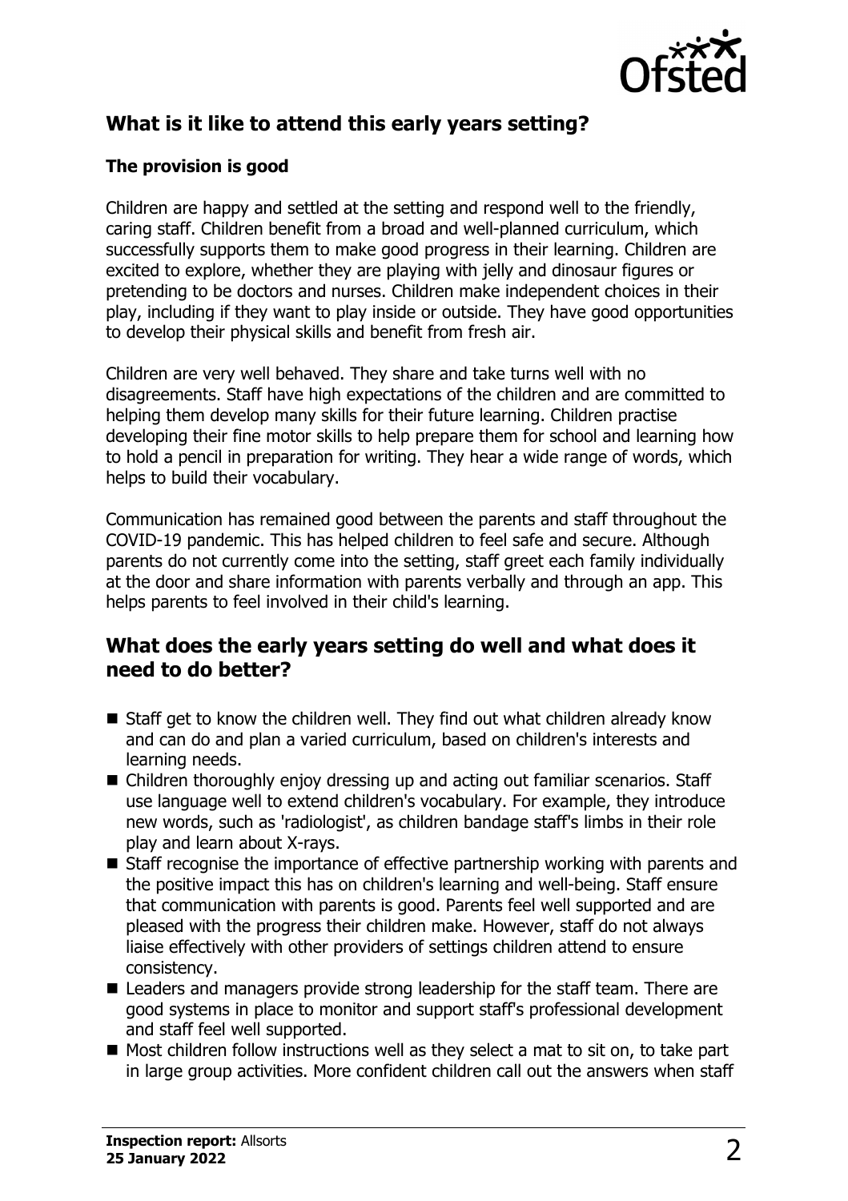## What is it like to attend this early years setting?

### The provision is good

Children are happy and settled at the setting and respond well to the friendly, caring staff. Children benefit from a broad and well-planned curriculum, which successfully supports them to make good progress in their learning. Children are excited to explore, whether they are playing with jelly and dinosaur figures or pretending to be doctors and nurses. Children make independent choices in their play, including if they want to play inside or outside. They have good opportunities to develop their physical skills and benefit from fresh air.

Children are very well behaved. They share and take turns well with no disagreements. Staff have high expectations of the children and are committed to helping them develop many skills for their future learning. Children practise developing their fine motor skills to help prepare them for school and learning how to hold a pencil in preparation for writing. They hear a wide range of words, which helps to build their vocabulary.

Communication has remained good between the parents and staff throughout the COVID-19 pandemic. This has helped children to feel safe and secure. Although parents do not currently come into the setting, staff greet each family individually at the door and share information with parents verbally and through an app. This helps parents to feel involved in their child's learning.

## What does the early years setting do well and what does it need to do better?

- Staff get to know the children well. They find out what children already know and can do and plan a varied curriculum, based on children's interests and learning needs.
- Children thoroughly enjoy dressing up and acting out familiar scenarios. Staff use language well to extend children's vocabulary. For example, they introduce new words, such as 'radiologist', as children bandage staff's limbs in their role play and learn about X-rays.
- Staff recognise the importance of effective partnership working with parents and the positive impact this has on children's learning and well-being. Staff ensure that communication with parents is good. Parents feel well supported and are pleased with the progress their children make. However, staff do not always liaise effectively with other providers of settings children attend to ensure consistency.
- Leaders and managers provide strong leadership for the staff team. There are good systems in place to monitor and support staff's professional development and staff feel well supported.
- Most children follow instructions well as they select a mat to sit on, to take part in large group activities. More confident children call out the answers when staff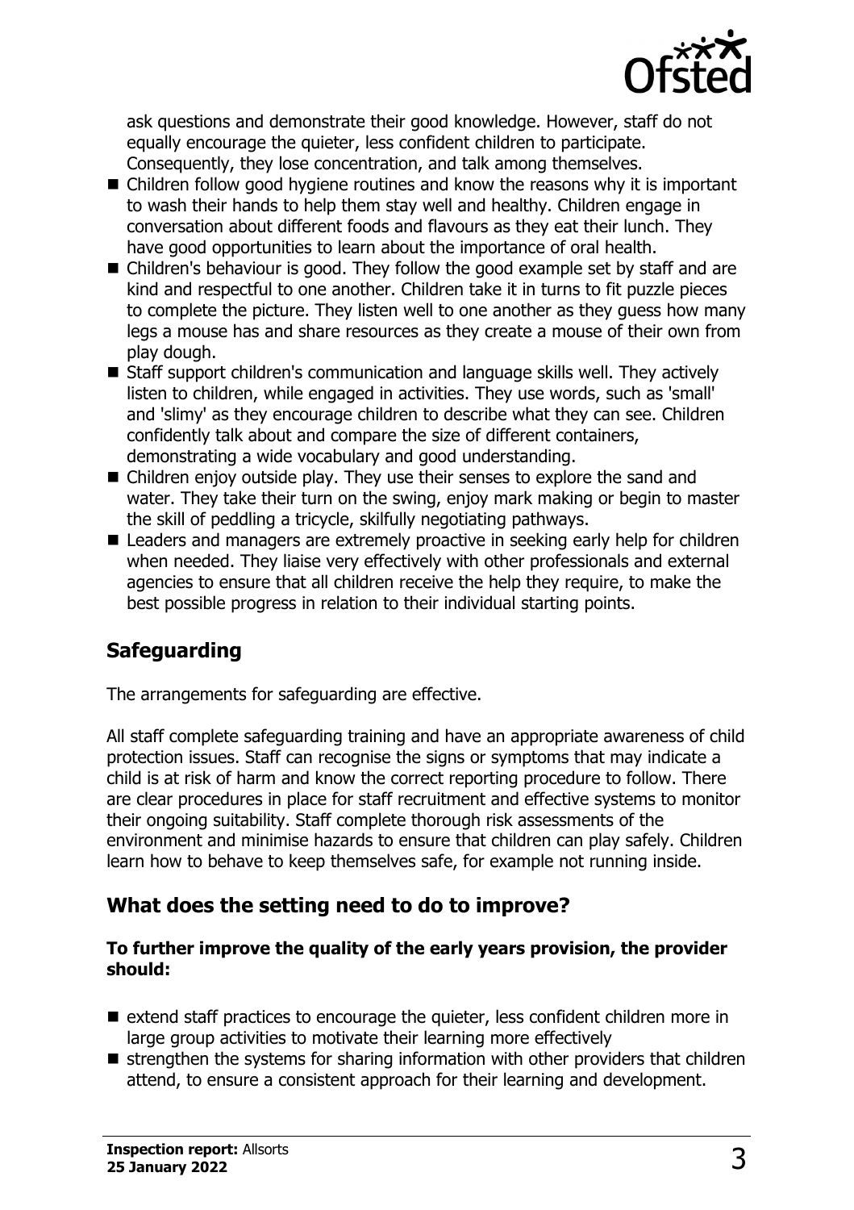ask questions and demonstrate their good knowledge. However, staff do not equally encourage the quieter, less confident children to participate. Consequently, they lose concentration, and talk among themselves.

- Children follow good hygiene routines and know the reasons why it is important to wash their hands to help them stay well and healthy. Children engage in conversation about different foods and flavours as they eat their lunch. They have good opportunities to learn about the importance of oral health.
- Children's behaviour is good. They follow the good example set by staff and are kind and respectful to one another. Children take it in turns to fit puzzle pieces to complete the picture. They listen well to one another as they guess how many legs a mouse has and share resources as they create a mouse of their own from play dough.
- Staff support children's communication and language skills well. They actively listen to children, while engaged in activities. They use words, such as 'small' and 'slimy' as they encourage children to describe what they can see. Children confidently talk about and compare the size of different containers, demonstrating a wide vocabulary and good understanding.
- Children enjoy outside play. They use their senses to explore the sand and water. They take their turn on the swing, enjoy mark making or begin to master the skill of peddling a tricycle, skilfully negotiating pathways.
- Leaders and managers are extremely proactive in seeking early help for children when needed. They liaise very effectively with other professionals and external agencies to ensure that all children receive the help they require, to make the best possible progress in relation to their individual starting points.

## Safeguarding

The arrangements for safeguarding are effective.

All staff complete safeguarding training and have an appropriate awareness of child protection issues. Staff can recognise the signs or symptoms that may indicate a child is at risk of harm and know the correct reporting procedure to follow. There are clear procedures in place for staff recruitment and effective systems to monitor their ongoing suitability. Staff complete thorough risk assessments of the environment and minimise hazards to ensure that children can play safely. Children learn how to behave to keep themselves safe, for example not running inside.

## What does the setting need to do to improve?

**To further improve the quality of the early years provision, the provider should:**

- extend staff practices to encourage the quieter, less confident children more in large group activities to motivate their learning more effectively
- strengthen the systems for sharing information with other providers that children attend, to ensure a consistent approach for their learning and development.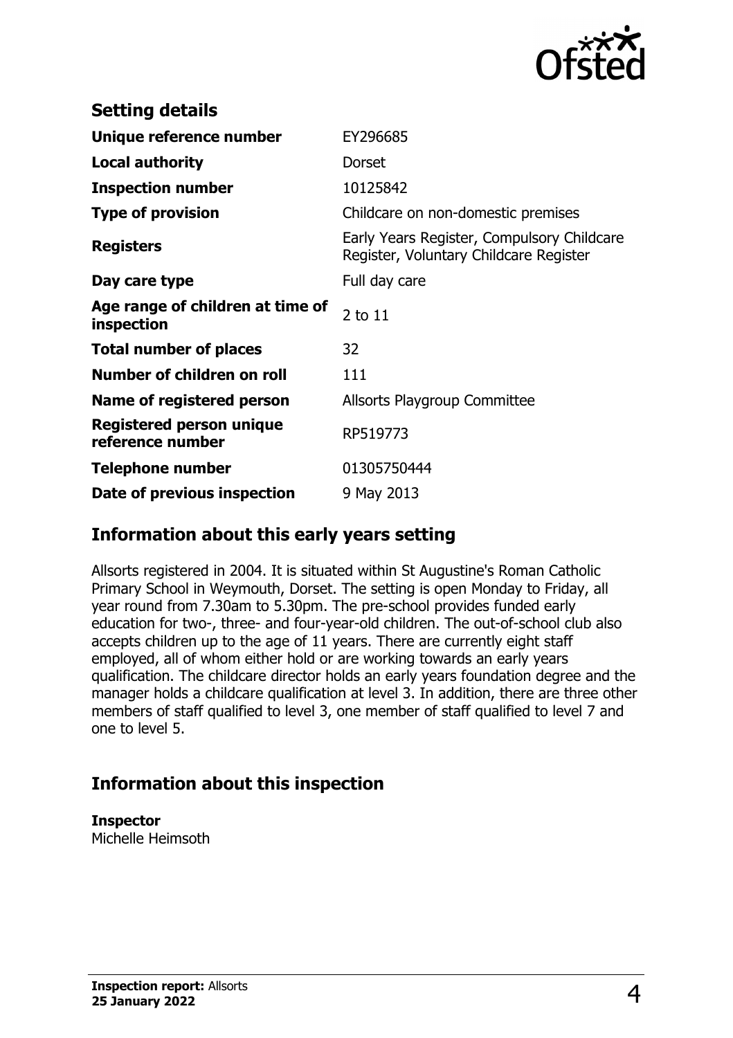## Setting details

| | |
|---|---|
| **Unique reference number** | EY296685 |
| **Local authority** | Dorset |
| **Inspection number** | 10125842 |
| **Type of provision** | Childcare on non-domestic premises |
| **Registers** | Early Years Register, Compulsory Childcare Register, Voluntary Childcare Register |
| **Day care type** | Full day care |
| **Age range of children at time of inspection** | 2 to 11 |
| **Total number of places** | 32 |
| **Number of children on roll** | 111 |
| **Name of registered person** | Allsorts Playgroup Committee |
| **Registered person unique reference number** | RP519773 |
| **Telephone number** | 01305750444 |
| **Date of previous inspection** | 9 May 2013 |

## Information about this early years setting

Allsorts registered in 2004. It is situated within St Augustine's Roman Catholic Primary School in Weymouth, Dorset. The setting is open Monday to Friday, all year round from 7.30am to 5.30pm. The pre-school provides funded early education for two-, three- and four-year-old children. The out-of-school club also accepts children up to the age of 11 years. There are currently eight staff employed, all of whom either hold or are working towards an early years qualification. The childcare director holds an early years foundation degree and the manager holds a childcare qualification at level 3. In addition, there are three other members of staff qualified to level 3, one member of staff qualified to level 7 and one to level 5.

## Information about this inspection

**Inspector**
Michelle Heimsoth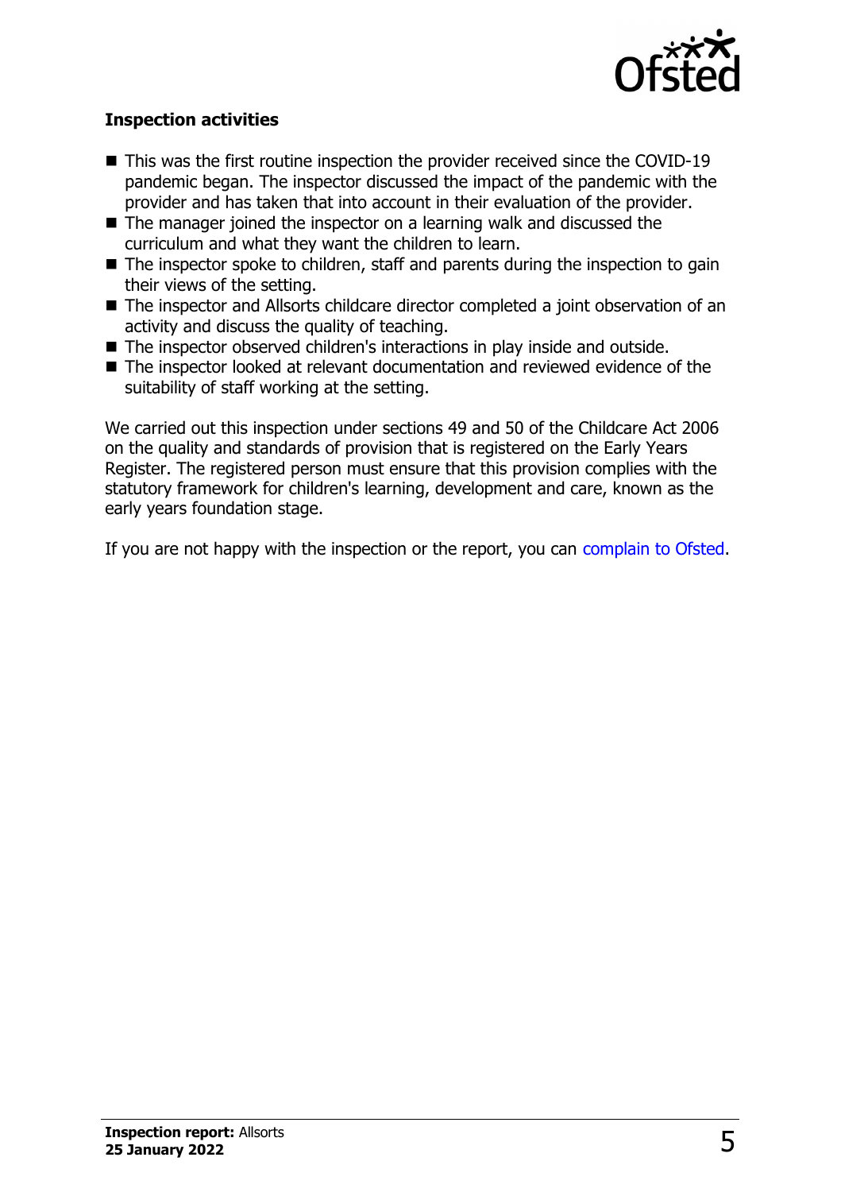### Inspection activities

- This was the first routine inspection the provider received since the COVID-19 pandemic began. The inspector discussed the impact of the pandemic with the provider and has taken that into account in their evaluation of the provider.
- The manager joined the inspector on a learning walk and discussed the curriculum and what they want the children to learn.
- The inspector spoke to children, staff and parents during the inspection to gain their views of the setting.
- The inspector and Allsorts childcare director completed a joint observation of an activity and discuss the quality of teaching.
- The inspector observed children's interactions in play inside and outside.
- The inspector looked at relevant documentation and reviewed evidence of the suitability of staff working at the setting.

We carried out this inspection under sections 49 and 50 of the Childcare Act 2006 on the quality and standards of provision that is registered on the Early Years Register. The registered person must ensure that this provision complies with the statutory framework for children's learning, development and care, known as the early years foundation stage.

If you are not happy with the inspection or the report, you can complain to Ofsted.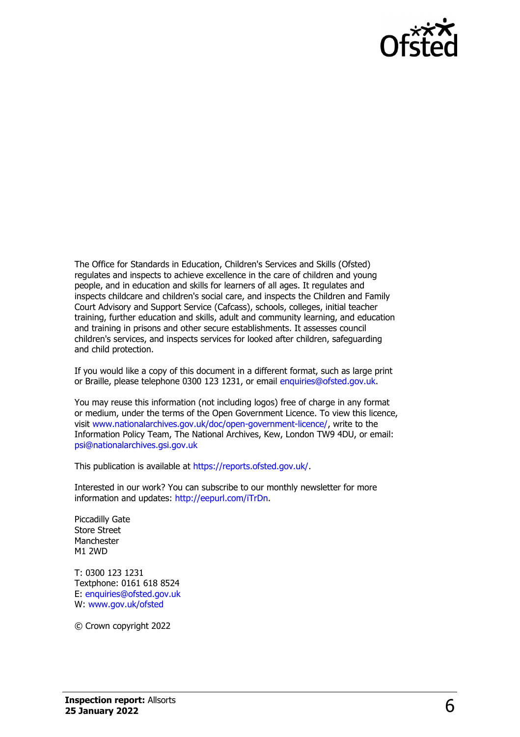The Office for Standards in Education, Children's Services and Skills (Ofsted) regulates and inspects to achieve excellence in the care of children and young people, and in education and skills for learners of all ages. It regulates and inspects childcare and children's social care, and inspects the Children and Family Court Advisory and Support Service (Cafcass), schools, colleges, initial teacher training, further education and skills, adult and community learning, and education and training in prisons and other secure establishments. It assesses council children's services, and inspects services for looked after children, safeguarding and child protection.

If you would like a copy of this document in a different format, such as large print or Braille, please telephone 0300 123 1231, or email enquiries@ofsted.gov.uk.

You may reuse this information (not including logos) free of charge in any format or medium, under the terms of the Open Government Licence. To view this licence, visit www.nationalarchives.gov.uk/doc/open-government-licence/, write to the Information Policy Team, The National Archives, Kew, London TW9 4DU, or email: psi@nationalarchives.gsi.gov.uk

This publication is available at https://reports.ofsted.gov.uk/.

Interested in our work? You can subscribe to our monthly newsletter for more information and updates: http://eepurl.com/iTrDn.

Piccadilly Gate
Store Street
Manchester
M1 2WD

T: 0300 123 1231
Textphone: 0161 618 8524
E: enquiries@ofsted.gov.uk
W: www.gov.uk/ofsted

© Crown copyright 2022